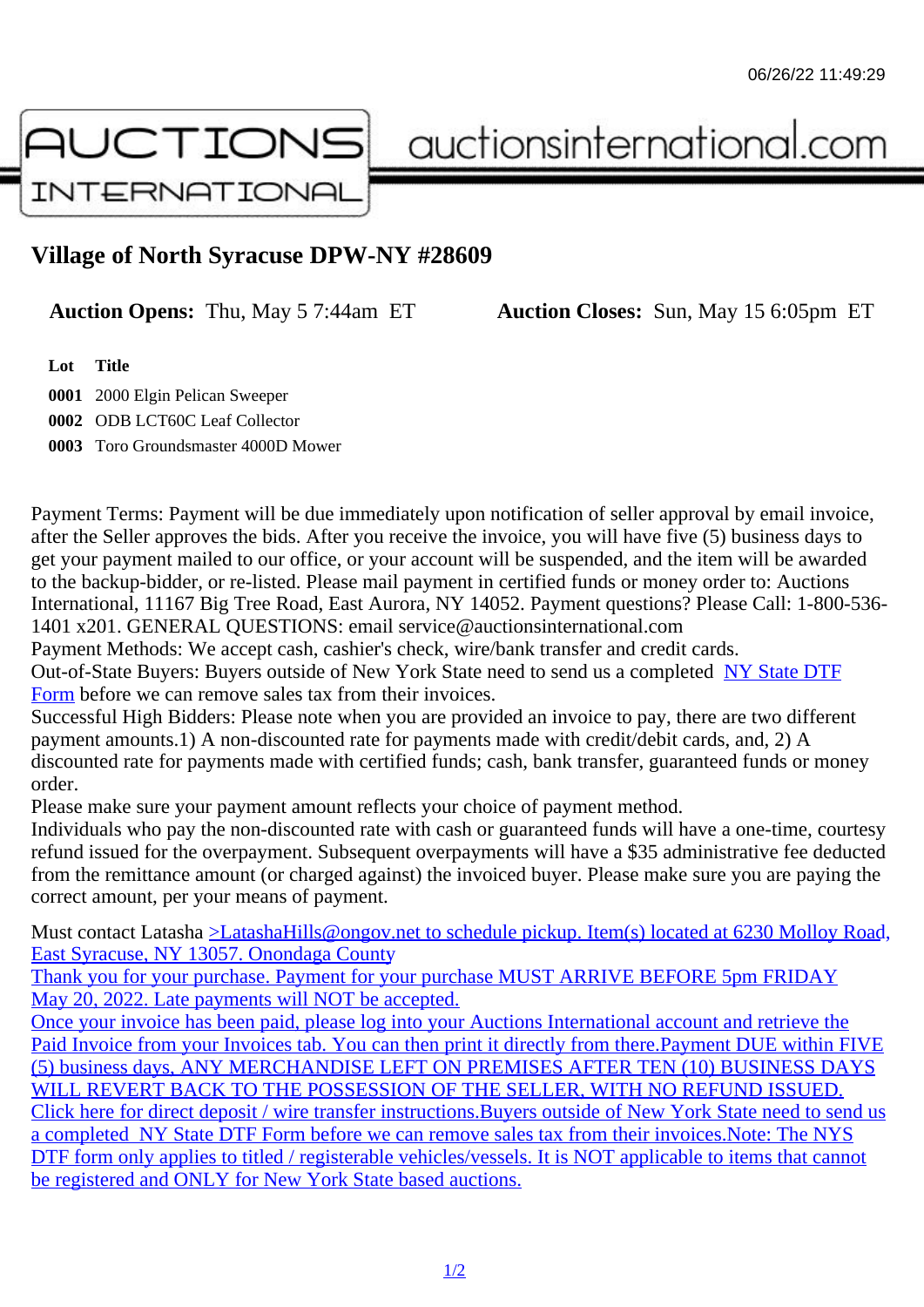06/26/22 11:49:29

AUCTIONS INTERNATIONAL auctionsinternational.com

# Village of North Syracuse DPW-NY #28609

**Auction Opens:** Thu, May 5 7:44am ET **Auction Closes:** Sun, May 15 6:05pm ET

| Lot | Title |
|---|---|
| **0001** | 2000 Elgin Pelican Sweeper |
| **0002** | ODB LCT60C Leaf Collector |
| **0003** | Toro Groundsmaster 4000D Mower |

Payment Terms: Payment will be due immediately upon notification of seller approval by email invoice, after the Seller approves the bids. After you receive the invoice, you will have five (5) business days to get your payment mailed to our office, or your account will be suspended, and the item will be awarded to the backup-bidder, or re-listed. Please mail payment in certified funds or money order to: Auctions International, 11167 Big Tree Road, East Aurora, NY 14052. Payment questions? Please Call: 1-800-536-1401 x201. GENERAL QUESTIONS: email service@auctionsinternational.com
Payment Methods: We accept cash, cashier's check, wire/bank transfer and credit cards.
Out-of-State Buyers: Buyers outside of New York State need to send us a completed NY State DTF Form before we can remove sales tax from their invoices.
Successful High Bidders: Please note when you are provided an invoice to pay, there are two different payment amounts.1) A non-discounted rate for payments made with credit/debit cards, and, 2) A discounted rate for payments made with certified funds; cash, bank transfer, guaranteed funds or money order.
Please make sure your payment amount reflects your choice of payment method.
Individuals who pay the non-discounted rate with cash or guaranteed funds will have a one-time, courtesy refund issued for the overpayment. Subsequent overpayments will have a $35 administrative fee deducted from the remittance amount (or charged against) the invoiced buyer. Please make sure you are paying the correct amount, per your means of payment.

Must contact Latasha >LatashaHills@ongov.net to schedule pickup. Item(s) located at 6230 Molloy Road, East Syracuse, NY 13057. Onondaga County
Thank you for your purchase. Payment for your purchase MUST ARRIVE BEFORE 5pm FRIDAY May 20, 2022. Late payments will NOT be accepted.
Once your invoice has been paid, please log into your Auctions International account and retrieve the Paid Invoice from your Invoices tab. You can then print it directly from there.Payment DUE within FIVE (5) business days, ANY MERCHANDISE LEFT ON PREMISES AFTER TEN (10) BUSINESS DAYS WILL REVERT BACK TO THE POSSESSION OF THE SELLER, WITH NO REFUND ISSUED. Click here for direct deposit / wire transfer instructions.Buyers outside of New York State need to send us a completed NY State DTF Form before we can remove sales tax from their invoices.Note: The NYS DTF form only applies to titled / registerable vehicles/vessels. It is NOT applicable to items that cannot be registered and ONLY for New York State based auctions.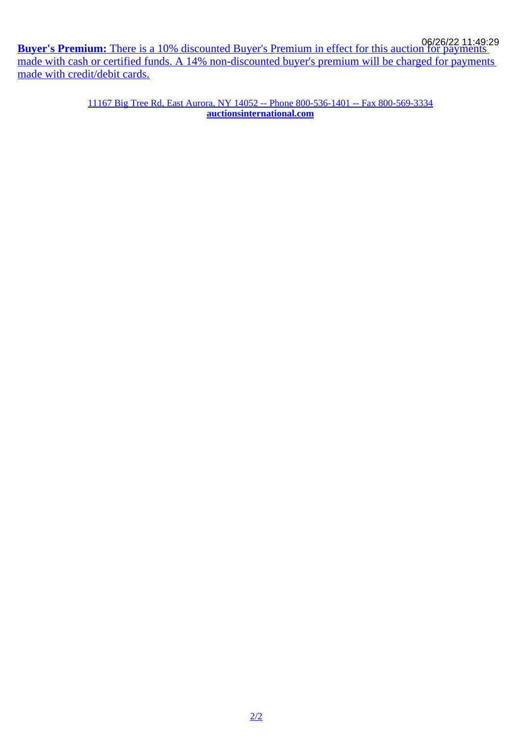**Buyer's Premium:** There is a 10% discounted Buyer's Premium in effect for this auction for payments made with cash or certified funds. A 14% non-discounted buyer's premium will be charged for payments made with credit/debit cards.

11167 Big Tree Rd, East Aurora, NY 14052 -- Phone 800-536-1401 -- Fax 800-569-3334
**auctionsinternational.com**